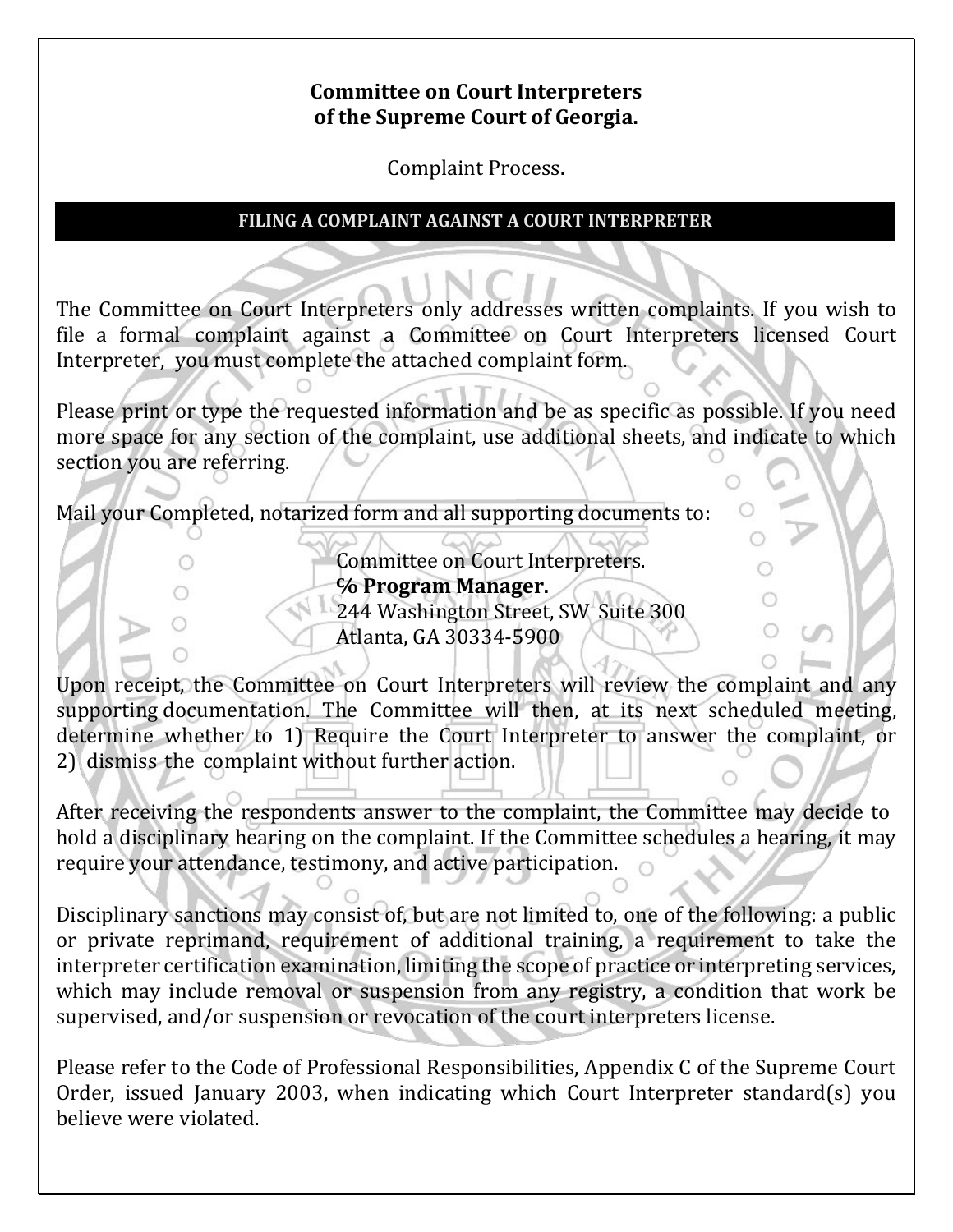**Committee on Court Interpreters**
**of the Supreme Court of Georgia.**

Complaint Process.

## FILING A COMPLAINT AGAINST A COURT INTERPRETER

The Committee on Court Interpreters only addresses written complaints. If you wish to file a formal complaint against a Committee on Court Interpreters licensed Court Interpreter, you must complete the attached complaint form.

Please print or type the requested information and be as specific as possible. If you need more space for any section of the complaint, use additional sheets, and indicate to which section you are referring.

Mail your Completed, notarized form and all supporting documents to:

> Committee on Court Interpreters.
> **℅ Program Manager.**
> 244 Washington Street, SW Suite 300
> Atlanta, GA 30334-5900

Upon receipt, the Committee on Court Interpreters will review the complaint and any supporting documentation. The Committee will then, at its next scheduled meeting, determine whether to 1) Require the Court Interpreter to answer the complaint, or 2) dismiss the complaint without further action.

After receiving the respondents answer to the complaint, the Committee may decide to hold a disciplinary hearing on the complaint. If the Committee schedules a hearing, it may require your attendance, testimony, and active participation.

Disciplinary sanctions may consist of, but are not limited to, one of the following: a public or private reprimand, requirement of additional training, a requirement to take the interpreter certification examination, limiting the scope of practice or interpreting services, which may include removal or suspension from any registry, a condition that work be supervised, and/or suspension or revocation of the court interpreters license.

Please refer to the Code of Professional Responsibilities, Appendix C of the Supreme Court Order, issued January 2003, when indicating which Court Interpreter standard(s) you believe were violated.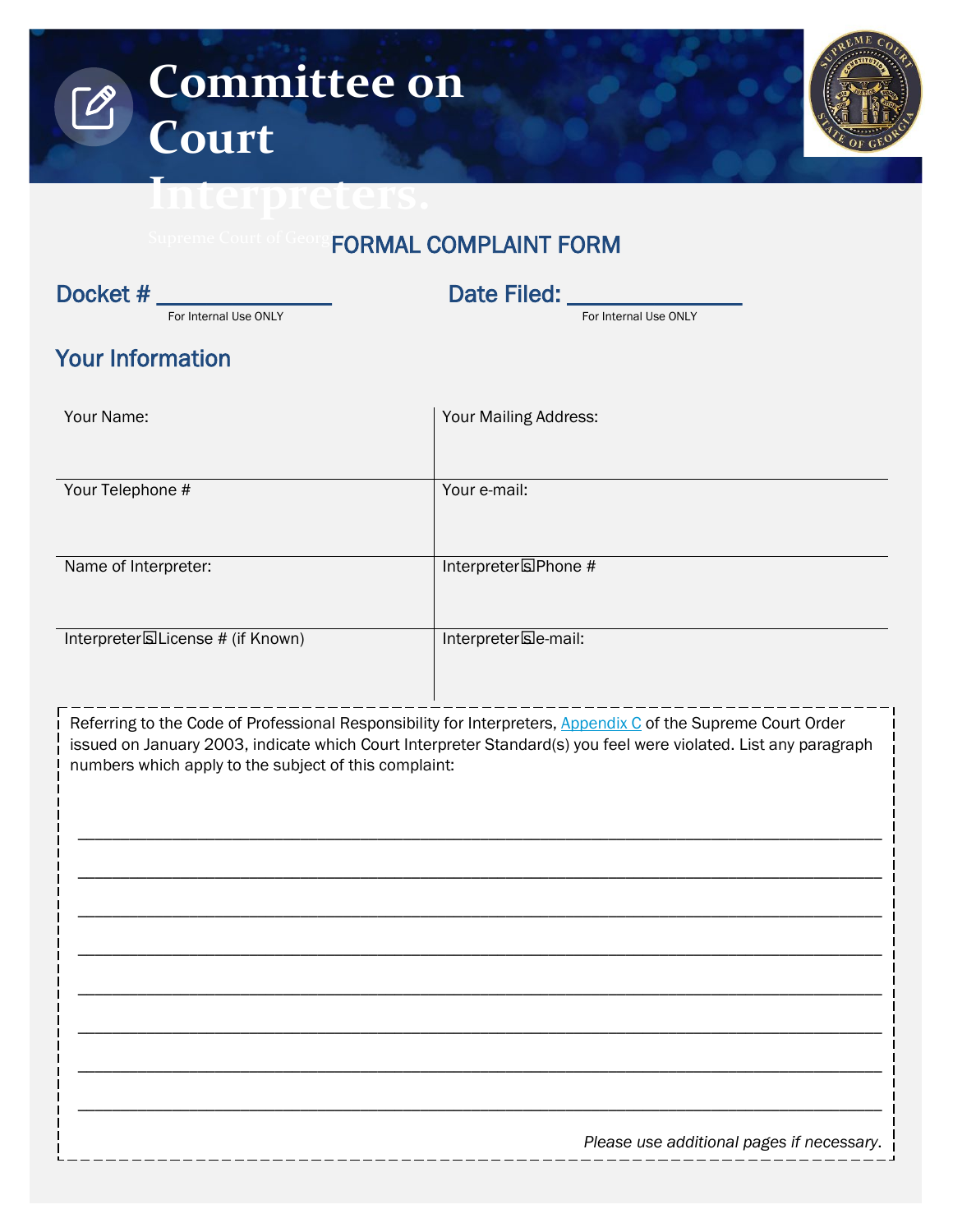# Committee on Court Interpreters.

Supreme Court of Georgia

## FORMAL COMPLAINT FORM

**Docket #** ______________
For Internal Use ONLY

**Date Filed:** ______________
For Internal Use ONLY

## Your Information

| Your Name: | Your Mailing Address: |
|---|---|
| Your Telephone # | Your e-mail: |
| Name of Interpreter: | Interpreter's Phone # |
| Interpreter's License # (if Known) | Interpreter's e-mail: |

Referring to the Code of Professional Responsibility for Interpreters, Appendix C of the Supreme Court Order issued on January 2003, indicate which Court Interpreter Standard(s) you feel were violated. List any paragraph numbers which apply to the subject of this complaint:

_______________________________________________________________________________

_______________________________________________________________________________

_______________________________________________________________________________

_______________________________________________________________________________

_______________________________________________________________________________

_______________________________________________________________________________

_______________________________________________________________________________

_______________________________________________________________________________

*Please use additional pages if necessary.*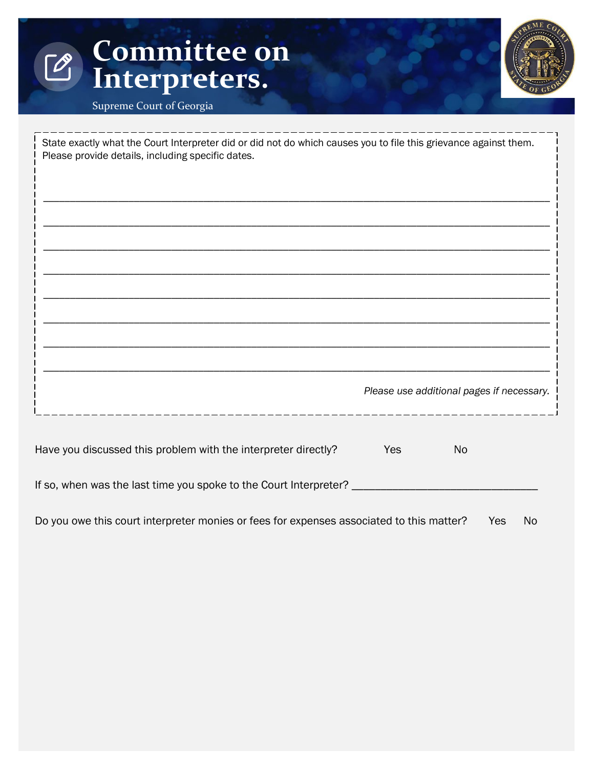# Committee on Interpreters.

Supreme Court of Georgia

State exactly what the Court Interpreter did or did not do which causes you to file this grievance against them. Please provide details, including specific dates.

_______________________________________________________________________________

_______________________________________________________________________________

_______________________________________________________________________________

_______________________________________________________________________________

_______________________________________________________________________________

_______________________________________________________________________________

_______________________________________________________________________________

_______________________________________________________________________________

*Please use additional pages if necessary.*

Have you discussed this problem with the interpreter directly? Yes No

If so, when was the last time you spoke to the Court Interpreter? _______________________________

Do you owe this court interpreter monies or fees for expenses associated to this matter? Yes No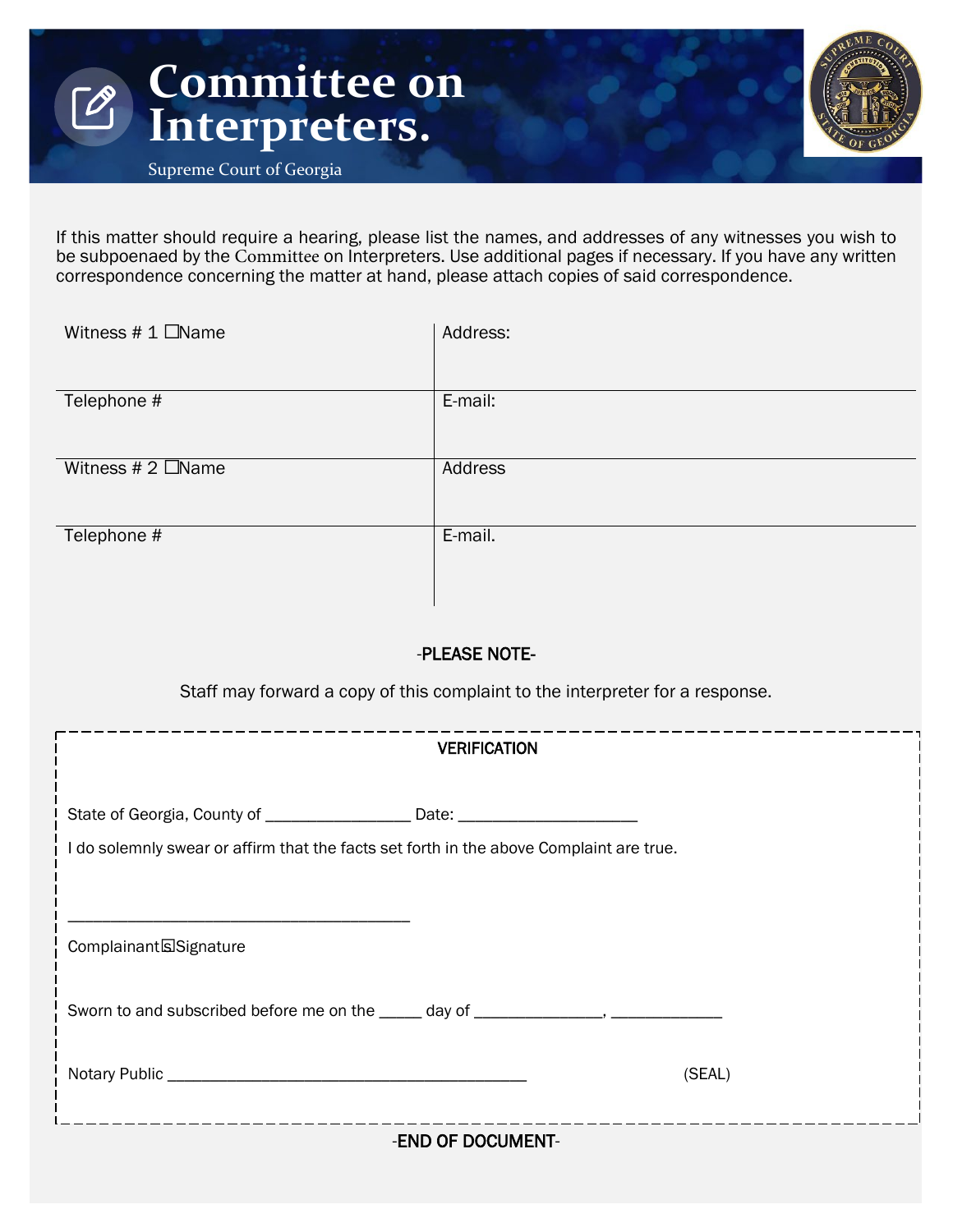# Committee on Interpreters.

Supreme Court of Georgia

If this matter should require a hearing, please list the names, and addresses of any witnesses you wish to be subpoenaed by the Committee on Interpreters. Use additional pages if necessary. If you have any written correspondence concerning the matter at hand, please attach copies of said correspondence.

| | |
|---|---|
| Witness # 1 ☐Name | Address: |
| Telephone # | E-mail: |
| Witness # 2 ☐Name | Address |
| Telephone # | E-mail. |

-PLEASE NOTE-

Staff may forward a copy of this complaint to the interpreter for a response.

**VERIFICATION**

State of Georgia, County of _________________ Date: _____________________

I do solemnly swear or affirm that the facts set forth in the above Complaint are true.

________________________________________

Complainant's Signature

Sworn to and subscribed before me on the _____ day of _______________, _____________

Notary Public ____________________________________________ (SEAL)

-END OF DOCUMENT-